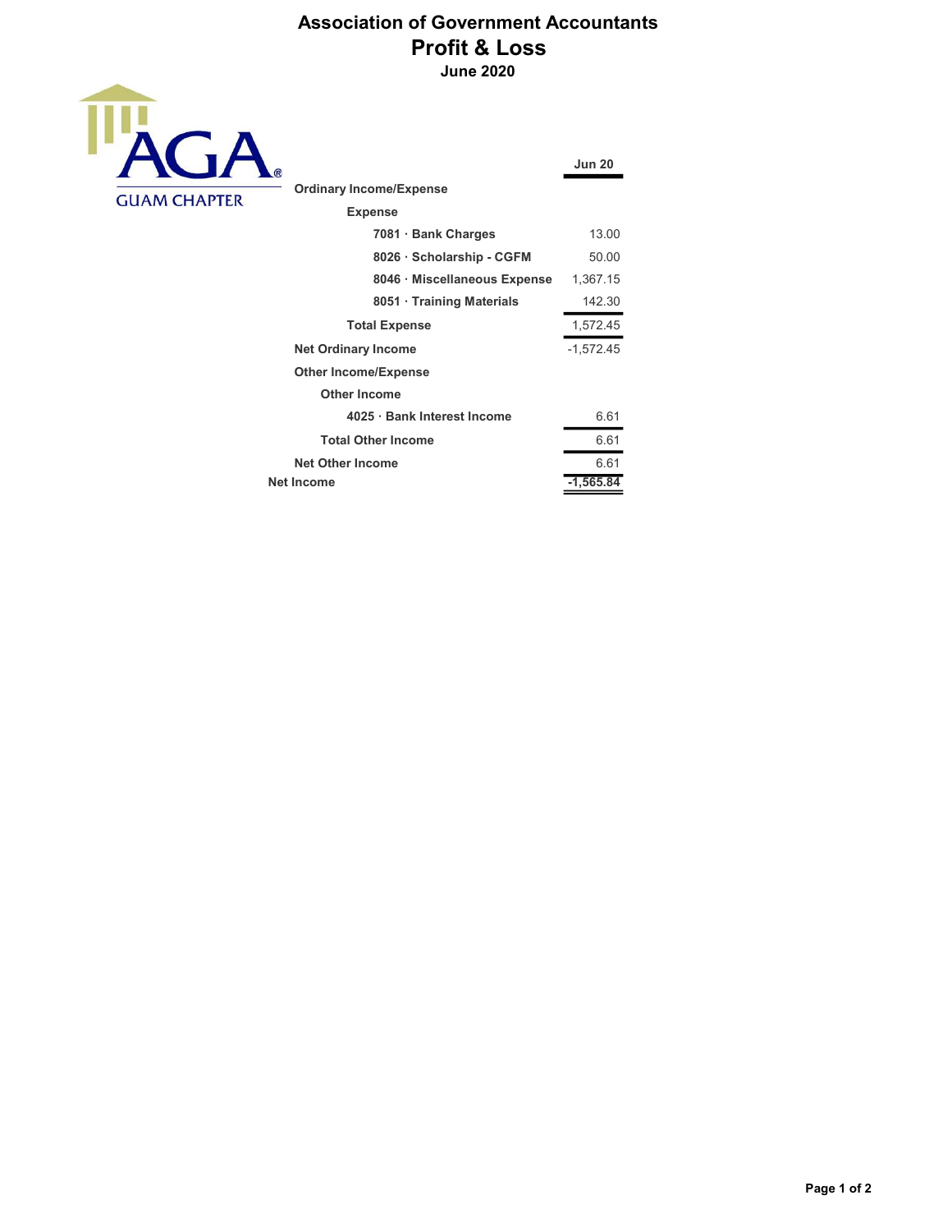# Association of Government Accountants

## Profit & Loss

### June 2020

AGA®

GUAM CHAPTER

| | Jun 20 |
|---|---|
| **Ordinary Income/Expense** | |
| **Expense** | |
| **7081 · Bank Charges** | 13.00 |
| **8026 · Scholarship - CGFM** | 50.00 |
| **8046 · Miscellaneous Expense** | 1,367.15 |
| **8051 · Training Materials** | 142.30 |
| **Total Expense** | 1,572.45 |
| **Net Ordinary Income** | -1,572.45 |
| **Other Income/Expense** | |
| **Other Income** | |
| **4025 · Bank Interest Income** | 6.61 |
| **Total Other Income** | 6.61 |
| **Net Other Income** | 6.61 |
| **Net Income** | **-1,565.84** |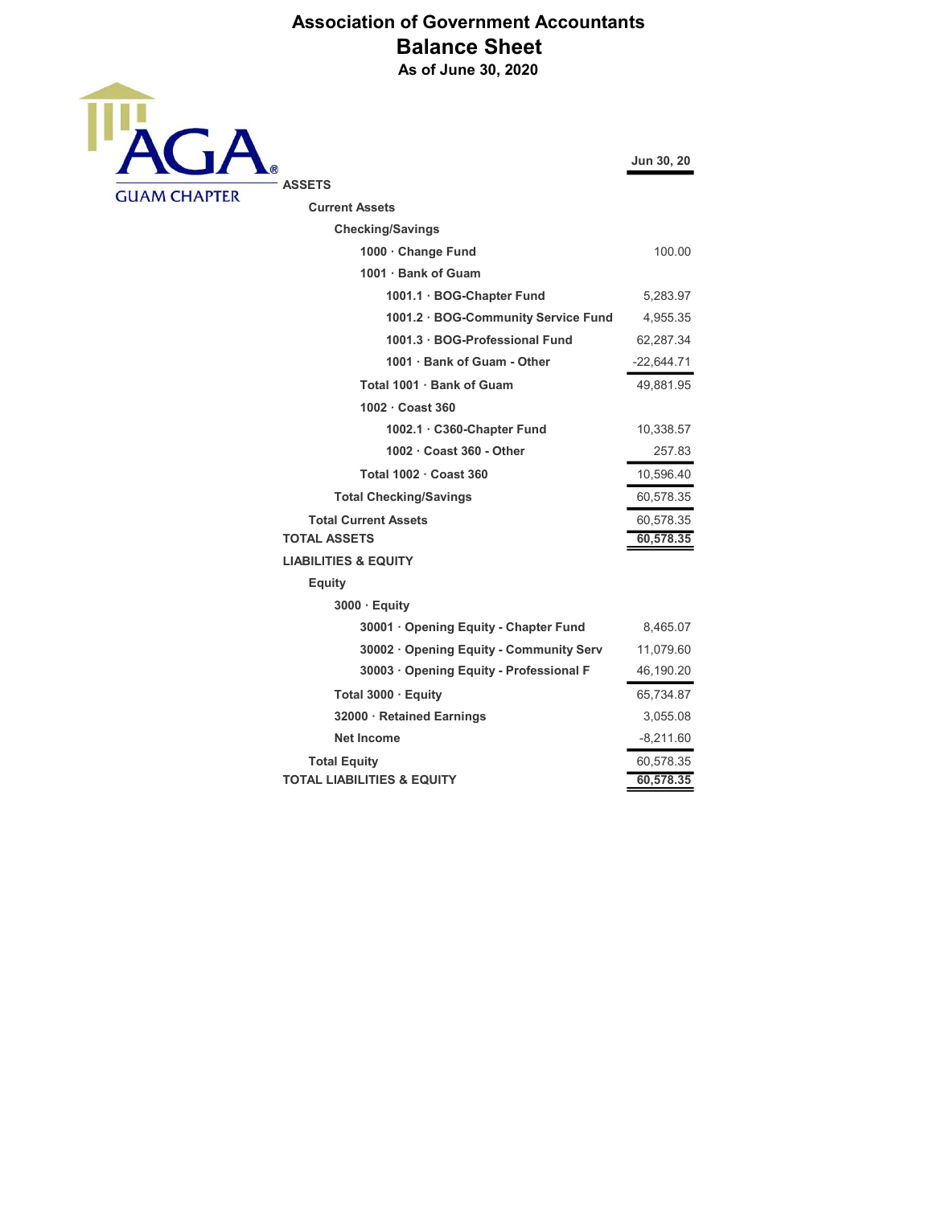# Association of Government Accountants

## Balance Sheet

### As of June 30, 2020

GUAM CHAPTER

| | Jun 30, 20 |
|---|---|
| **ASSETS** | |
| **Current Assets** | |
| **Checking/Savings** | |
| **1000 · Change Fund** | 100.00 |
| **1001 · Bank of Guam** | |
| **1001.1 · BOG-Chapter Fund** | 5,283.97 |
| **1001.2 · BOG-Community Service Fund** | 4,955.35 |
| **1001.3 · BOG-Professional Fund** | 62,287.34 |
| **1001 · Bank of Guam - Other** | -22,644.71 |
| **Total 1001 · Bank of Guam** | 49,881.95 |
| **1002 · Coast 360** | |
| **1002.1 · C360-Chapter Fund** | 10,338.57 |
| **1002 · Coast 360 - Other** | 257.83 |
| **Total 1002 · Coast 360** | 10,596.40 |
| **Total Checking/Savings** | 60,578.35 |
| **Total Current Assets** | 60,578.35 |
| **TOTAL ASSETS** | **60,578.35** |
| **LIABILITIES & EQUITY** | |
| **Equity** | |
| **3000 · Equity** | |
| **30001 · Opening Equity - Chapter Fund** | 8,465.07 |
| **30002 · Opening Equity - Community Serv** | 11,079.60 |
| **30003 · Opening Equity - Professional F** | 46,190.20 |
| **Total 3000 · Equity** | 65,734.87 |
| **32000 · Retained Earnings** | 3,055.08 |
| **Net Income** | -8,211.60 |
| **Total Equity** | 60,578.35 |
| **TOTAL LIABILITIES & EQUITY** | **60,578.35** |